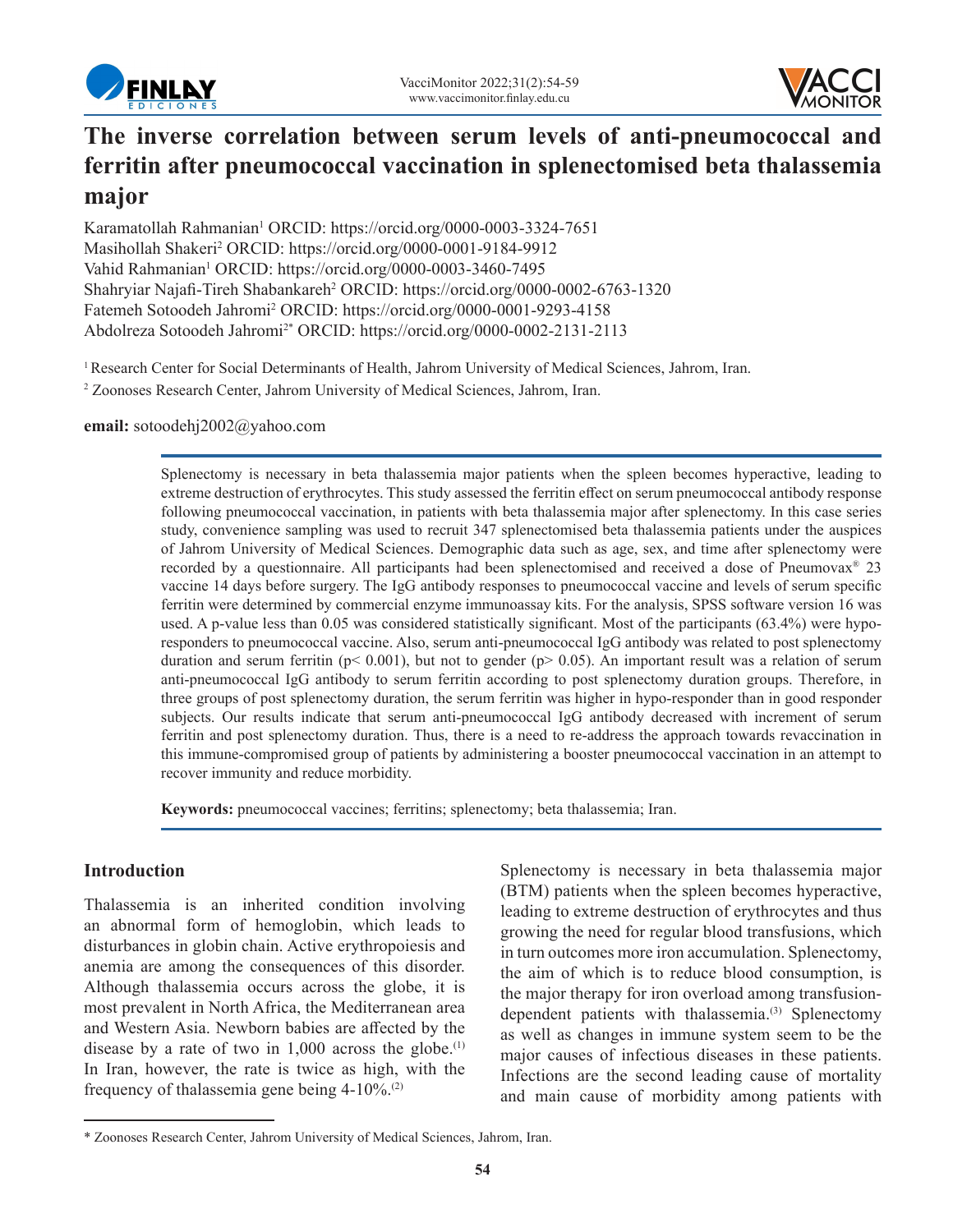# The inverse correlation between serum levels of anti-pneumococcal and ferritin after pneumococcal vaccination in splenectomised beta thalassemia major

Karamatollah Rahmanian[1] ORCID: https://orcid.org/0000-0003-3324-7651
Masihollah Shakeri[2] ORCID: https://orcid.org/0000-0001-9184-9912
Vahid Rahmanian[1] ORCID: https://orcid.org/0000-0003-3460-7495
Shahryiar Najafi-Tireh Shabankareh[2] ORCID: https://orcid.org/0000-0002-6763-1320
Fatemeh Sotoodeh Jahromi[2] ORCID: https://orcid.org/0000-0001-9293-4158
Abdolreza Sotoodeh Jahromi[2*] ORCID: https://orcid.org/0000-0002-2131-2113

[1] Research Center for Social Determinants of Health, Jahrom University of Medical Sciences, Jahrom, Iran.

[2] Zoonoses Research Center, Jahrom University of Medical Sciences, Jahrom, Iran.

**email:** sotoodehj2002@yahoo.com

Splenectomy is necessary in beta thalassemia major patients when the spleen becomes hyperactive, leading to extreme destruction of erythrocytes. This study assessed the ferritin effect on serum pneumococcal antibody response following pneumococcal vaccination, in patients with beta thalassemia major after splenectomy. In this case series study, convenience sampling was used to recruit 347 splenectomised beta thalassemia patients under the auspices of Jahrom University of Medical Sciences. Demographic data such as age, sex, and time after splenectomy were recorded by a questionnaire. All participants had been splenectomised and received a dose of Pneumovax® 23 vaccine 14 days before surgery. The IgG antibody responses to pneumococcal vaccine and levels of serum specific ferritin were determined by commercial enzyme immunoassay kits. For the analysis, SPSS software version 16 was used. A p-value less than 0.05 was considered statistically significant. Most of the participants (63.4%) were hypo-responders to pneumococcal vaccine. Also, serum anti-pneumococcal IgG antibody was related to post splenectomy duration and serum ferritin ($p < 0.001$), but not to gender ($p > 0.05$). An important result was a relation of serum anti-pneumococcal IgG antibody to serum ferritin according to post splenectomy duration groups. Therefore, in three groups of post splenectomy duration, the serum ferritin was higher in hypo-responder than in good responder subjects. Our results indicate that serum anti-pneumococcal IgG antibody decreased with increment of serum ferritin and post splenectomy duration. Thus, there is a need to re-address the approach towards revaccination in this immune-compromised group of patients by administering a booster pneumococcal vaccination in an attempt to recover immunity and reduce morbidity.

**Keywords:** pneumococcal vaccines; ferritins; splenectomy; beta thalassemia; Iran.

## Introduction

Thalassemia is an inherited condition involving an abnormal form of hemoglobin, which leads to disturbances in globin chain. Active erythropoiesis and anemia are among the consequences of this disorder. Although thalassemia occurs across the globe, it is most prevalent in North Africa, the Mediterranean area and Western Asia. Newborn babies are affected by the disease by a rate of two in 1,000 across the globe.[1] In Iran, however, the rate is twice as high, with the frequency of thalassemia gene being 4-10%.[2]

Splenectomy is necessary in beta thalassemia major (BTM) patients when the spleen becomes hyperactive, leading to extreme destruction of erythrocytes and thus growing the need for regular blood transfusions, which in turn outcomes more iron accumulation. Splenectomy, the aim of which is to reduce blood consumption, is the major therapy for iron overload among transfusion-dependent patients with thalassemia.[3] Splenectomy as well as changes in immune system seem to be the major causes of infectious diseases in these patients. Infections are the second leading cause of mortality and main cause of morbidity among patients with

* Zoonoses Research Center, Jahrom University of Medical Sciences, Jahrom, Iran.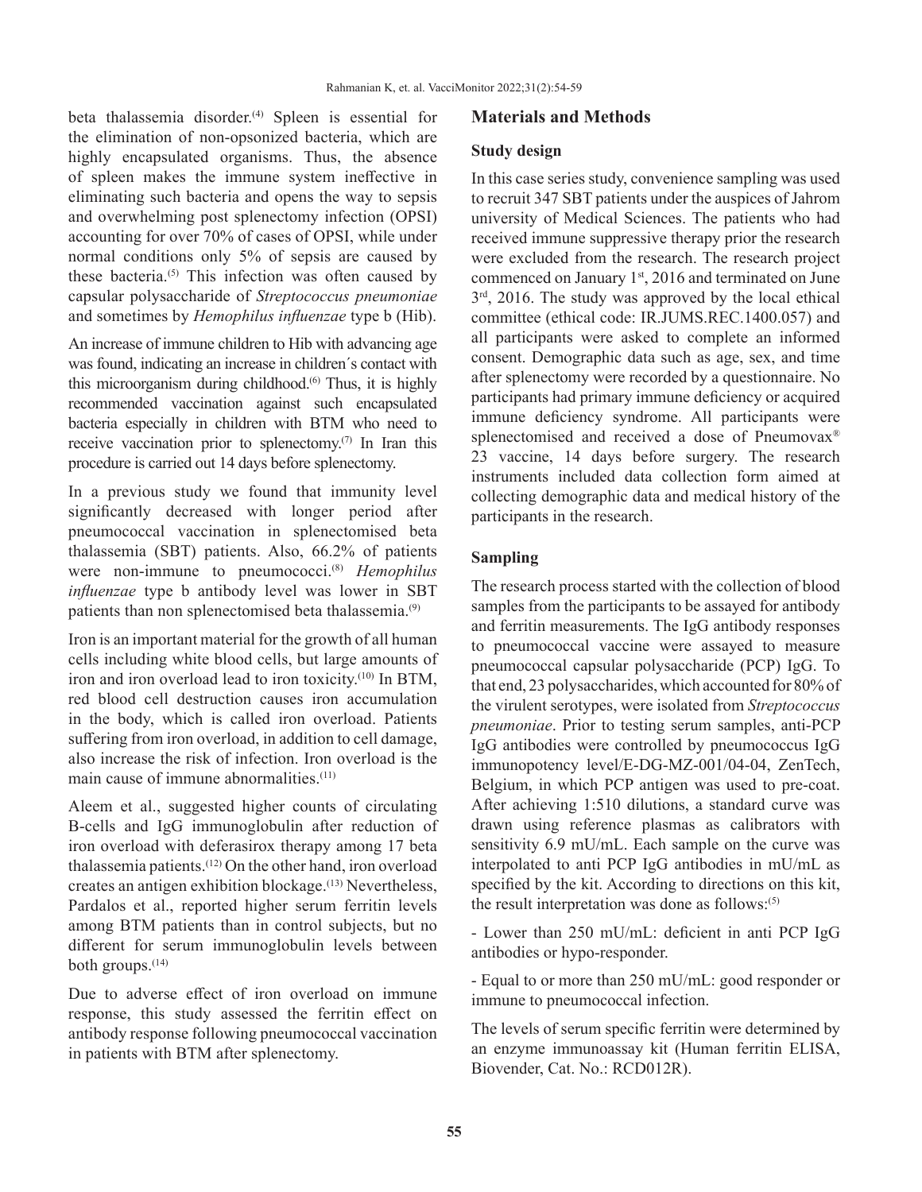beta thalassemia disorder.[4] Spleen is essential for the elimination of non-opsonized bacteria, which are highly encapsulated organisms. Thus, the absence of spleen makes the immune system ineffective in eliminating such bacteria and opens the way to sepsis and overwhelming post splenectomy infection (OPSI) accounting for over 70% of cases of OPSI, while under normal conditions only 5% of sepsis are caused by these bacteria.[5] This infection was often caused by capsular polysaccharide of *Streptococcus pneumoniae* and sometimes by *Hemophilus influenzae* type b (Hib).

An increase of immune children to Hib with advancing age was found, indicating an increase in children´s contact with this microorganism during childhood.[6] Thus, it is highly recommended vaccination against such encapsulated bacteria especially in children with BTM who need to receive vaccination prior to splenectomy.[7] In Iran this procedure is carried out 14 days before splenectomy.

In a previous study we found that immunity level significantly decreased with longer period after pneumococcal vaccination in splenectomised beta thalassemia (SBT) patients. Also, 66.2% of patients were non-immune to pneumococci.[8] *Hemophilus influenzae* type b antibody level was lower in SBT patients than non splenectomised beta thalassemia.[9]

Iron is an important material for the growth of all human cells including white blood cells, but large amounts of iron and iron overload lead to iron toxicity.[10] In BTM, red blood cell destruction causes iron accumulation in the body, which is called iron overload. Patients suffering from iron overload, in addition to cell damage, also increase the risk of infection. Iron overload is the main cause of immune abnormalities.[11]

Aleem et al., suggested higher counts of circulating B-cells and IgG immunoglobulin after reduction of iron overload with deferasirox therapy among 17 beta thalassemia patients.[12] On the other hand, iron overload creates an antigen exhibition blockage.[13] Nevertheless, Pardalos et al., reported higher serum ferritin levels among BTM patients than in control subjects, but no different for serum immunoglobulin levels between both groups.[14]

Due to adverse effect of iron overload on immune response, this study assessed the ferritin effect on antibody response following pneumococcal vaccination in patients with BTM after splenectomy.

## Materials and Methods

### Study design

In this case series study, convenience sampling was used to recruit 347 SBT patients under the auspices of Jahrom university of Medical Sciences. The patients who had received immune suppressive therapy prior the research were excluded from the research. The research project commenced on January 1st, 2016 and terminated on June 3rd, 2016. The study was approved by the local ethical committee (ethical code: IR.JUMS.REC.1400.057) and all participants were asked to complete an informed consent. Demographic data such as age, sex, and time after splenectomy were recorded by a questionnaire. No participants had primary immune deficiency or acquired immune deficiency syndrome. All participants were splenectomised and received a dose of Pneumovax® 23 vaccine, 14 days before surgery. The research instruments included data collection form aimed at collecting demographic data and medical history of the participants in the research.

### Sampling

The research process started with the collection of blood samples from the participants to be assayed for antibody and ferritin measurements. The IgG antibody responses to pneumococcal vaccine were assayed to measure pneumococcal capsular polysaccharide (PCP) IgG. To that end, 23 polysaccharides, which accounted for 80% of the virulent serotypes, were isolated from *Streptococcus pneumoniae*. Prior to testing serum samples, anti-PCP IgG antibodies were controlled by pneumococcus IgG immunopotency level/E-DG-MZ-001/04-04, ZenTech, Belgium, in which PCP antigen was used to pre-coat. After achieving 1:510 dilutions, a standard curve was drawn using reference plasmas as calibrators with sensitivity 6.9 mU/mL. Each sample on the curve was interpolated to anti PCP IgG antibodies in mU/mL as specified by the kit. According to directions on this kit, the result interpretation was done as follows:[5]

- Lower than 250 mU/mL: deficient in anti PCP IgG antibodies or hypo-responder.

- Equal to or more than 250 mU/mL: good responder or immune to pneumococcal infection.

The levels of serum specific ferritin were determined by an enzyme immunoassay kit (Human ferritin ELISA, Biovender, Cat. No.: RCD012R).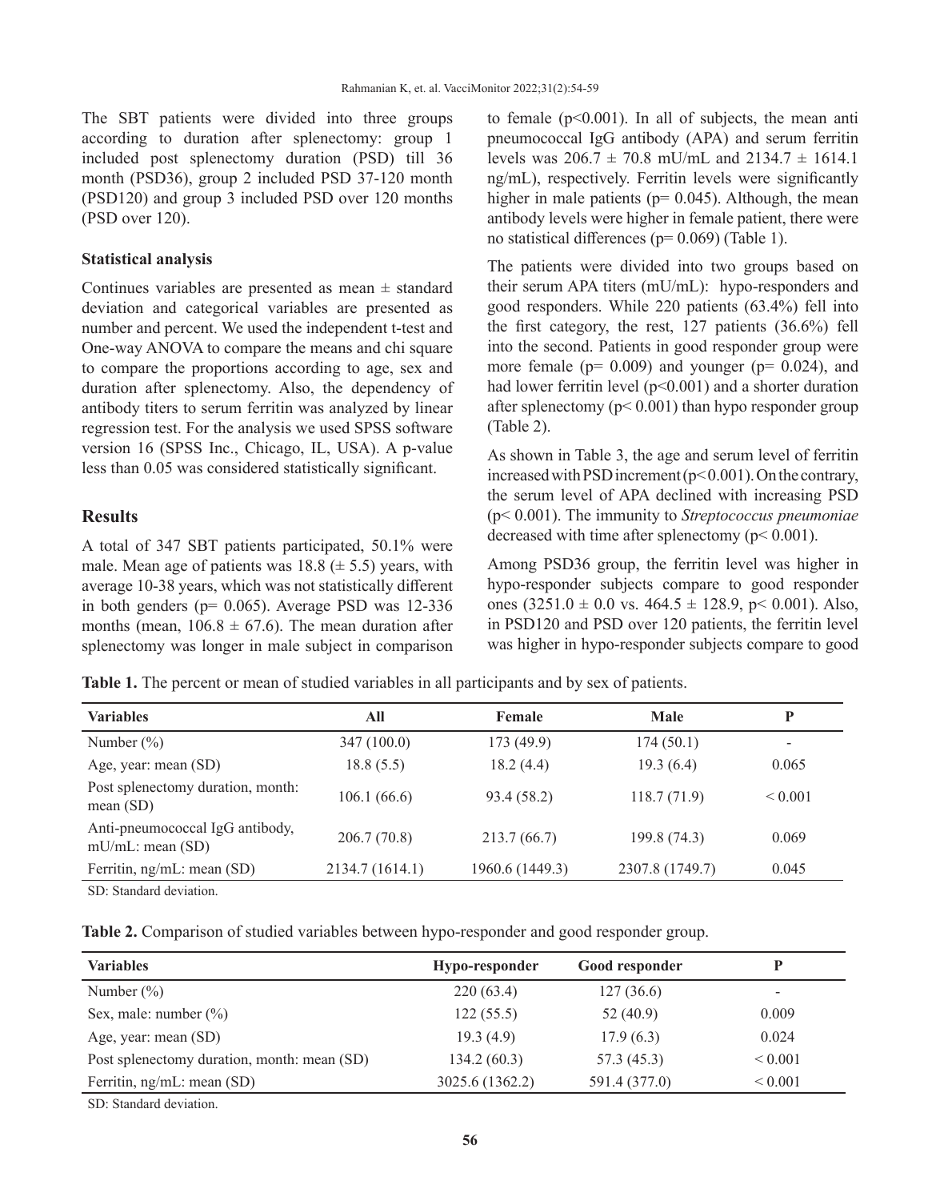The SBT patients were divided into three groups according to duration after splenectomy: group 1 included post splenectomy duration (PSD) till 36 month (PSD36), group 2 included PSD 37-120 month (PSD120) and group 3 included PSD over 120 months (PSD over 120).

### Statistical analysis

Continues variables are presented as mean ± standard deviation and categorical variables are presented as number and percent. We used the independent t-test and One-way ANOVA to compare the means and chi square to compare the proportions according to age, sex and duration after splenectomy. Also, the dependency of antibody titers to serum ferritin was analyzed by linear regression test. For the analysis we used SPSS software version 16 (SPSS Inc., Chicago, IL, USA). A p-value less than 0.05 was considered statistically significant.

## Results

A total of 347 SBT patients participated, 50.1% were male. Mean age of patients was 18.8 (± 5.5) years, with average 10-38 years, which was not statistically different in both genders (p= 0.065). Average PSD was 12-336 months (mean, 106.8 ± 67.6). The mean duration after splenectomy was longer in male subject in comparison to female (p<0.001). In all of subjects, the mean anti pneumococcal IgG antibody (APA) and serum ferritin levels was 206.7 ± 70.8 mU/mL and 2134.7 ± 1614.1 ng/mL), respectively. Ferritin levels were significantly higher in male patients (p= 0.045). Although, the mean antibody levels were higher in female patient, there were no statistical differences (p= 0.069) (Table 1).

The patients were divided into two groups based on their serum APA titers (mU/mL): hypo-responders and good responders. While 220 patients (63.4%) fell into the first category, the rest, 127 patients (36.6%) fell into the second. Patients in good responder group were more female (p= 0.009) and younger (p= 0.024), and had lower ferritin level (p<0.001) and a shorter duration after splenectomy (p< 0.001) than hypo responder group (Table 2).

As shown in Table 3, the age and serum level of ferritin increased with PSD increment (p< 0.001). On the contrary, the serum level of APA declined with increasing PSD (p< 0.001). The immunity to *Streptococcus pneumoniae* decreased with time after splenectomy (p< 0.001).

Among PSD36 group, the ferritin level was higher in hypo-responder subjects compare to good responder ones (3251.0 ± 0.0 vs. 464.5 ± 128.9, p< 0.001). Also, in PSD120 and PSD over 120 patients, the ferritin level was higher in hypo-responder subjects compare to good

**Table 1.** The percent or mean of studied variables in all participants and by sex of patients.

| Variables | All | Female | Male | P |
|---|---|---|---|---|
| Number (%) | 347 (100.0) | 173 (49.9) | 174 (50.1) | - |
| Age, year: mean (SD) | 18.8 (5.5) | 18.2 (4.4) | 19.3 (6.4) | 0.065 |
| Post splenectomy duration, month: mean (SD) | 106.1 (66.6) | 93.4 (58.2) | 118.7 (71.9) | < 0.001 |
| Anti-pneumococcal IgG antibody, mU/mL: mean (SD) | 206.7 (70.8) | 213.7 (66.7) | 199.8 (74.3) | 0.069 |
| Ferritin, ng/mL: mean (SD) | 2134.7 (1614.1) | 1960.6 (1449.3) | 2307.8 (1749.7) | 0.045 |

SD: Standard deviation.

**Table 2.** Comparison of studied variables between hypo-responder and good responder group.

| Variables | Hypo-responder | Good responder | P |
|---|---|---|---|
| Number (%) | 220 (63.4) | 127 (36.6) | - |
| Sex, male: number (%) | 122 (55.5) | 52 (40.9) | 0.009 |
| Age, year: mean (SD) | 19.3 (4.9) | 17.9 (6.3) | 0.024 |
| Post splenectomy duration, month: mean (SD) | 134.2 (60.3) | 57.3 (45.3) | < 0.001 |
| Ferritin, ng/mL: mean (SD) | 3025.6 (1362.2) | 591.4 (377.0) | < 0.001 |

SD: Standard deviation.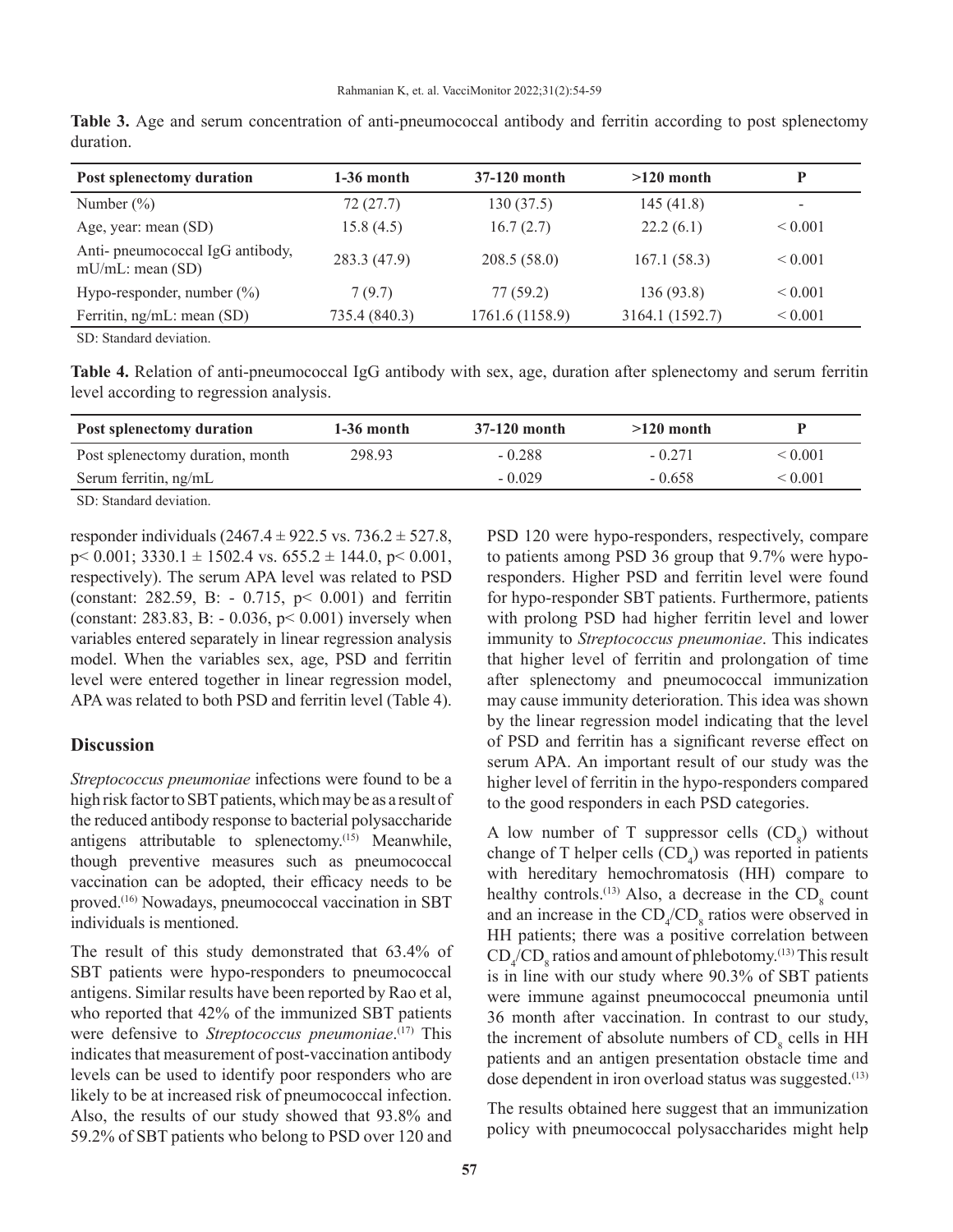**Table 3.** Age and serum concentration of anti-pneumococcal antibody and ferritin according to post splenectomy duration.

| Post splenectomy duration | 1-36 month | 37-120 month | >120 month | P |
|---|---|---|---|---|
| Number (%) | 72 (27.7) | 130 (37.5) | 145 (41.8) | - |
| Age, year: mean (SD) | 15.8 (4.5) | 16.7 (2.7) | 22.2 (6.1) | < 0.001 |
| Anti- pneumococcal IgG antibody, mU/mL: mean (SD) | 283.3 (47.9) | 208.5 (58.0) | 167.1 (58.3) | < 0.001 |
| Hypo-responder, number (%) | 7 (9.7) | 77 (59.2) | 136 (93.8) | < 0.001 |
| Ferritin, ng/mL: mean (SD) | 735.4 (840.3) | 1761.6 (1158.9) | 3164.1 (1592.7) | < 0.001 |

SD: Standard deviation.

**Table 4.** Relation of anti-pneumococcal IgG antibody with sex, age, duration after splenectomy and serum ferritin level according to regression analysis.

| Post splenectomy duration | 1-36 month | 37-120 month | >120 month | P |
|---|---|---|---|---|
| Post splenectomy duration, month | 298.93 | - 0.288 | - 0.271 | < 0.001 |
| Serum ferritin, ng/mL | | - 0.029 | - 0.658 | < 0.001 |

SD: Standard deviation.

responder individuals (2467.4 ± 922.5 vs. 736.2 ± 527.8, $p < 0.001$; 3330.1 ± 1502.4 vs. 655.2 ± 144.0, $p < 0.001$, respectively). The serum APA level was related to PSD (constant: 282.59, B: - 0.715, $p < 0.001$) and ferritin (constant: 283.83, B: - 0.036, $p < 0.001$) inversely when variables entered separately in linear regression analysis model. When the variables sex, age, PSD and ferritin level were entered together in linear regression model, APA was related to both PSD and ferritin level (Table 4).

## Discussion

*Streptococcus pneumoniae* infections were found to be a high risk factor to SBT patients, which may be as a result of the reduced antibody response to bacterial polysaccharide antigens attributable to splenectomy.[15] Meanwhile, though preventive measures such as pneumococcal vaccination can be adopted, their efficacy needs to be proved.[16] Nowadays, pneumococcal vaccination in SBT individuals is mentioned.

The result of this study demonstrated that 63.4% of SBT patients were hypo-responders to pneumococcal antigens. Similar results have been reported by Rao et al, who reported that 42% of the immunized SBT patients were defensive to *Streptococcus pneumoniae*.[17] This indicates that measurement of post-vaccination antibody levels can be used to identify poor responders who are likely to be at increased risk of pneumococcal infection. Also, the results of our study showed that 93.8% and 59.2% of SBT patients who belong to PSD over 120 and PSD 120 were hypo-responders, respectively, compare to patients among PSD 36 group that 9.7% were hypo-responders. Higher PSD and ferritin level were found for hypo-responder SBT patients. Furthermore, patients with prolong PSD had higher ferritin level and lower immunity to *Streptococcus pneumoniae*. This indicates that higher level of ferritin and prolongation of time after splenectomy and pneumococcal immunization may cause immunity deterioration. This idea was shown by the linear regression model indicating that the level of PSD and ferritin has a significant reverse effect on serum APA. An important result of our study was the higher level of ferritin in the hypo-responders compared to the good responders in each PSD categories.

A low number of T suppressor cells ($CD_8$) without change of T helper cells ($CD_4$) was reported in patients with hereditary hemochromatosis (HH) compare to healthy controls.[13] Also, a decrease in the $CD_8$ count and an increase in the $CD_4/CD_8$ ratios were observed in HH patients; there was a positive correlation between $CD_4/CD_8$ ratios and amount of phlebotomy.[13] This result is in line with our study where 90.3% of SBT patients were immune against pneumococcal pneumonia until 36 month after vaccination. In contrast to our study, the increment of absolute numbers of $CD_8$ cells in HH patients and an antigen presentation obstacle time and dose dependent in iron overload status was suggested.[13]

The results obtained here suggest that an immunization policy with pneumococcal polysaccharides might help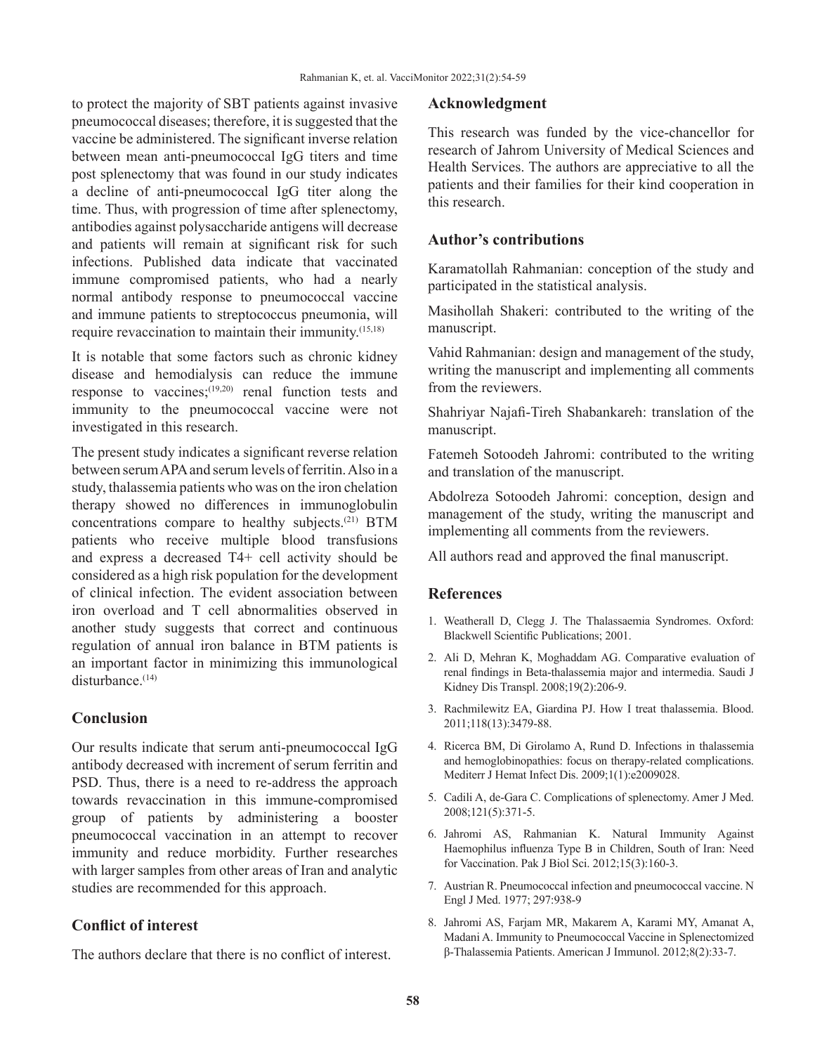to protect the majority of SBT patients against invasive pneumococcal diseases; therefore, it is suggested that the vaccine be administered. The significant inverse relation between mean anti-pneumococcal IgG titers and time post splenectomy that was found in our study indicates a decline of anti-pneumococcal IgG titer along the time. Thus, with progression of time after splenectomy, antibodies against polysaccharide antigens will decrease and patients will remain at significant risk for such infections. Published data indicate that vaccinated immune compromised patients, who had a nearly normal antibody response to pneumococcal vaccine and immune patients to streptococcus pneumonia, will require revaccination to maintain their immunity.[15,18]

It is notable that some factors such as chronic kidney disease and hemodialysis can reduce the immune response to vaccines;[19,20] renal function tests and immunity to the pneumococcal vaccine were not investigated in this research.

The present study indicates a significant reverse relation between serum APA and serum levels of ferritin. Also in a study, thalassemia patients who was on the iron chelation therapy showed no differences in immunoglobulin concentrations compare to healthy subjects.[21] BTM patients who receive multiple blood transfusions and express a decreased T4+ cell activity should be considered as a high risk population for the development of clinical infection. The evident association between iron overload and T cell abnormalities observed in another study suggests that correct and continuous regulation of annual iron balance in BTM patients is an important factor in minimizing this immunological disturbance.[14]

## Conclusion

Our results indicate that serum anti-pneumococcal IgG antibody decreased with increment of serum ferritin and PSD. Thus, there is a need to re-address the approach towards revaccination in this immune-compromised group of patients by administering a booster pneumococcal vaccination in an attempt to recover immunity and reduce morbidity. Further researches with larger samples from other areas of Iran and analytic studies are recommended for this approach.

## Conflict of interest

The authors declare that there is no conflict of interest.

## Acknowledgment

This research was funded by the vice-chancellor for research of Jahrom University of Medical Sciences and Health Services. The authors are appreciative to all the patients and their families for their kind cooperation in this research.

## Author's contributions

Karamatollah Rahmanian: conception of the study and participated in the statistical analysis.

Masihollah Shakeri: contributed to the writing of the manuscript.

Vahid Rahmanian: design and management of the study, writing the manuscript and implementing all comments from the reviewers.

Shahriyar Najafi-Tireh Shabankareh: translation of the manuscript.

Fatemeh Sotoodeh Jahromi: contributed to the writing and translation of the manuscript.

Abdolreza Sotoodeh Jahromi: conception, design and management of the study, writing the manuscript and implementing all comments from the reviewers.

All authors read and approved the final manuscript.

## References

1. Weatherall D, Clegg J. The Thalassaemia Syndromes. Oxford: Blackwell Scientific Publications; 2001.
2. Ali D, Mehran K, Moghaddam AG. Comparative evaluation of renal findings in Beta-thalassemia major and intermedia. Saudi J Kidney Dis Transpl. 2008;19(2):206-9.
3. Rachmilewitz EA, Giardina PJ. How I treat thalassemia. Blood. 2011;118(13):3479-88.
4. Ricerca BM, Di Girolamo A, Rund D. Infections in thalassemia and hemoglobinopathies: focus on therapy-related complications. Mediterr J Hemat Infect Dis. 2009;1(1):e2009028.
5. Cadili A, de-Gara C. Complications of splenectomy. Amer J Med. 2008;121(5):371-5.
6. Jahromi AS, Rahmanian K. Natural Immunity Against Haemophilus influenza Type B in Children, South of Iran: Need for Vaccination. Pak J Biol Sci. 2012;15(3):160-3.
7. Austrian R. Pneumococcal infection and pneumococcal vaccine. N Engl J Med. 1977; 297:938-9
8. Jahromi AS, Farjam MR, Makarem A, Karami MY, Amanat A, Madani A. Immunity to Pneumococcal Vaccine in Splenectomized β-Thalassemia Patients. American J Immunol. 2012;8(2):33-7.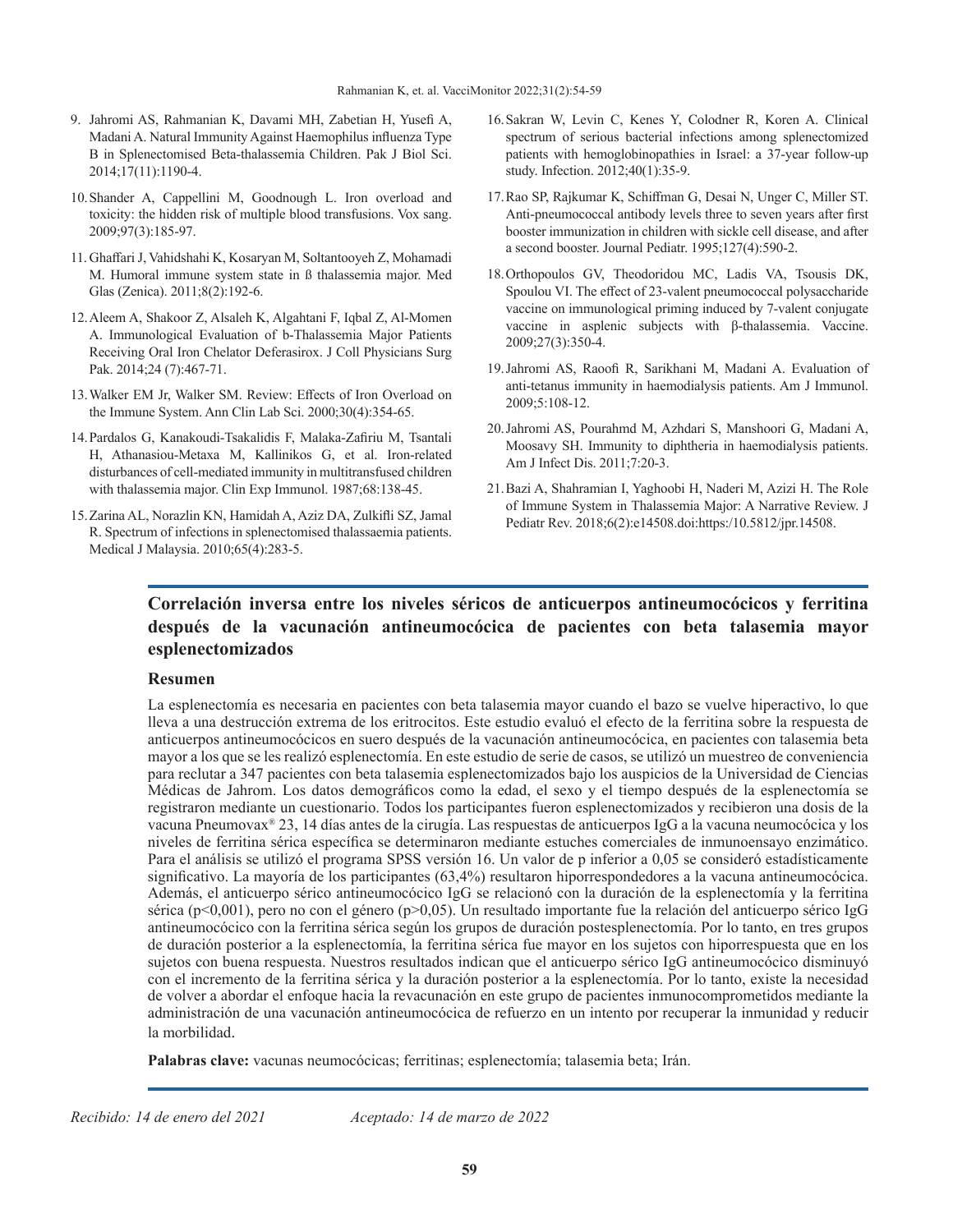9. Jahromi AS, Rahmanian K, Davami MH, Zabetian H, Yusefi A, Madani A. Natural Immunity Against Haemophilus influenza Type B in Splenectomised Beta-thalassemia Children. Pak J Biol Sci. 2014;17(11):1190-4.

10. Shander A, Cappellini M, Goodnough L. Iron overload and toxicity: the hidden risk of multiple blood transfusions. Vox sang. 2009;97(3):185-97.

11. Ghaffari J, Vahidshahi K, Kosaryan M, Soltantooyeh Z, Mohamadi M. Humoral immune system state in ß thalassemia major. Med Glas (Zenica). 2011;8(2):192-6.

12. Aleem A, Shakoor Z, Alsaleh K, Algahtani F, Iqbal Z, Al-Momen A. Immunological Evaluation of b-Thalassemia Major Patients Receiving Oral Iron Chelator Deferasirox. J Coll Physicians Surg Pak. 2014;24 (7):467-71.

13. Walker EM Jr, Walker SM. Review: Effects of Iron Overload on the Immune System. Ann Clin Lab Sci. 2000;30(4):354-65.

14. Pardalos G, Kanakoudi-Tsakalidis F, Malaka-Zafiriu M, Tsantali H, Athanasiou-Metaxa M, Kallinikos G, et al. Iron-related disturbances of cell-mediated immunity in multitransfused children with thalassemia major. Clin Exp Immunol. 1987;68:138-45.

15. Zarina AL, Norazlin KN, Hamidah A, Aziz DA, Zulkifli SZ, Jamal R. Spectrum of infections in splenectomised thalassaemia patients. Medical J Malaysia. 2010;65(4):283-5.

16. Sakran W, Levin C, Kenes Y, Colodner R, Koren A. Clinical spectrum of serious bacterial infections among splenectomized patients with hemoglobinopathies in Israel: a 37-year follow-up study. Infection. 2012;40(1):35-9.

17. Rao SP, Rajkumar K, Schiffman G, Desai N, Unger C, Miller ST. Anti-pneumococcal antibody levels three to seven years after first booster immunization in children with sickle cell disease, and after a second booster. Journal Pediatr. 1995;127(4):590-2.

18. Orthopoulos GV, Theodoridou MC, Ladis VA, Tsousis DK, Spoulou VI. The effect of 23-valent pneumococcal polysaccharide vaccine on immunological priming induced by 7-valent conjugate vaccine in asplenic subjects with β-thalassemia. Vaccine. 2009;27(3):350-4.

19. Jahromi AS, Raoofi R, Sarikhani M, Madani A. Evaluation of anti-tetanus immunity in haemodialysis patients. Am J Immunol. 2009;5:108-12.

20. Jahromi AS, Pourahmd M, Azhdari S, Manshoori G, Madani A, Moosavy SH. Immunity to diphtheria in haemodialysis patients. Am J Infect Dis. 2011;7:20-3.

21. Bazi A, Shahramian I, Yaghoobi H, Naderi M, Azizi H. The Role of Immune System in Thalassemia Major: A Narrative Review. J Pediatr Rev. 2018;6(2):e14508.doi:https:/10.5812/jpr.14508.

## Correlación inversa entre los niveles séricos de anticuerpos antineumocócicos y ferritina después de la vacunación antineumocócica de pacientes con beta talasemia mayor esplenectomizados

### Resumen

La esplenectomía es necesaria en pacientes con beta talasemia mayor cuando el bazo se vuelve hiperactivo, lo que lleva a una destrucción extrema de los eritrocitos. Este estudio evaluó el efecto de la ferritina sobre la respuesta de anticuerpos antineumocócicos en suero después de la vacunación antineumocócica, en pacientes con talasemia beta mayor a los que se les realizó esplenectomía. En este estudio de serie de casos, se utilizó un muestreo de conveniencia para reclutar a 347 pacientes con beta talasemia esplenectomizados bajo los auspicios de la Universidad de Ciencias Médicas de Jahrom. Los datos demográficos como la edad, el sexo y el tiempo después de la esplenectomía se registraron mediante un cuestionario. Todos los participantes fueron esplenectomizados y recibieron una dosis de la vacuna Pneumovax® 23, 14 días antes de la cirugía. Las respuestas de anticuerpos IgG a la vacuna neumocócica y los niveles de ferritina sérica específica se determinaron mediante estuches comerciales de inmunoensayo enzimático. Para el análisis se utilizó el programa SPSS versión 16. Un valor de p inferior a 0,05 se consideró estadísticamente significativo. La mayoría de los participantes (63,4%) resultaron hiporrespondedores a la vacuna antineumocócica. Además, el anticuerpo sérico antineumocócico IgG se relacionó con la duración de la esplenectomía y la ferritina sérica ($p<0{,}001$), pero no con el género ($p>0{,}05$). Un resultado importante fue la relación del anticuerpo sérico IgG antineumocócico con la ferritina sérica según los grupos de duración postesplenectomía. Por lo tanto, en tres grupos de duración posterior a la esplenectomía, la ferritina sérica fue mayor en los sujetos con hiporrespuesta que en los sujetos con buena respuesta. Nuestros resultados indican que el anticuerpo sérico IgG antineumocócico disminuyó con el incremento de la ferritina sérica y la duración posterior a la esplenectomía. Por lo tanto, existe la necesidad de volver a abordar el enfoque hacia la revacunación en este grupo de pacientes inmunocomprometidos mediante la administración de una vacunación antineumocócica de refuerzo en un intento por recuperar la inmunidad y reducir la morbilidad.

**Palabras clave:** vacunas neumocócicas; ferritinas; esplenectomía; talasemia beta; Irán.

*Recibido: 14 de enero del 2021* *Aceptado: 14 de marzo de 2022*